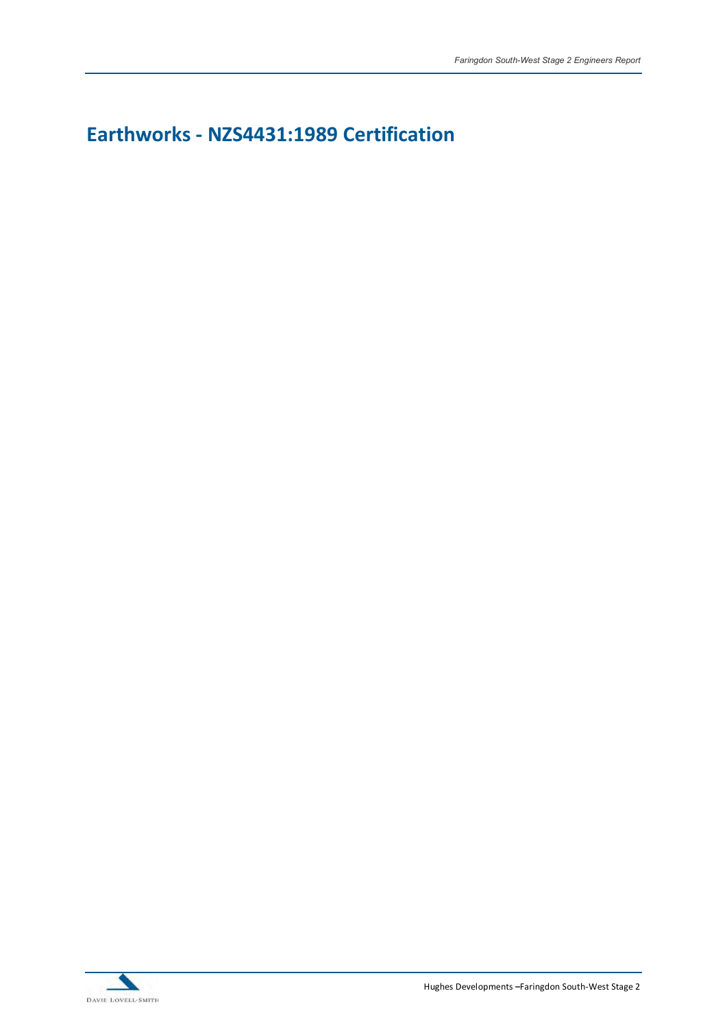# Earthworks - NZS4431:1989 Certification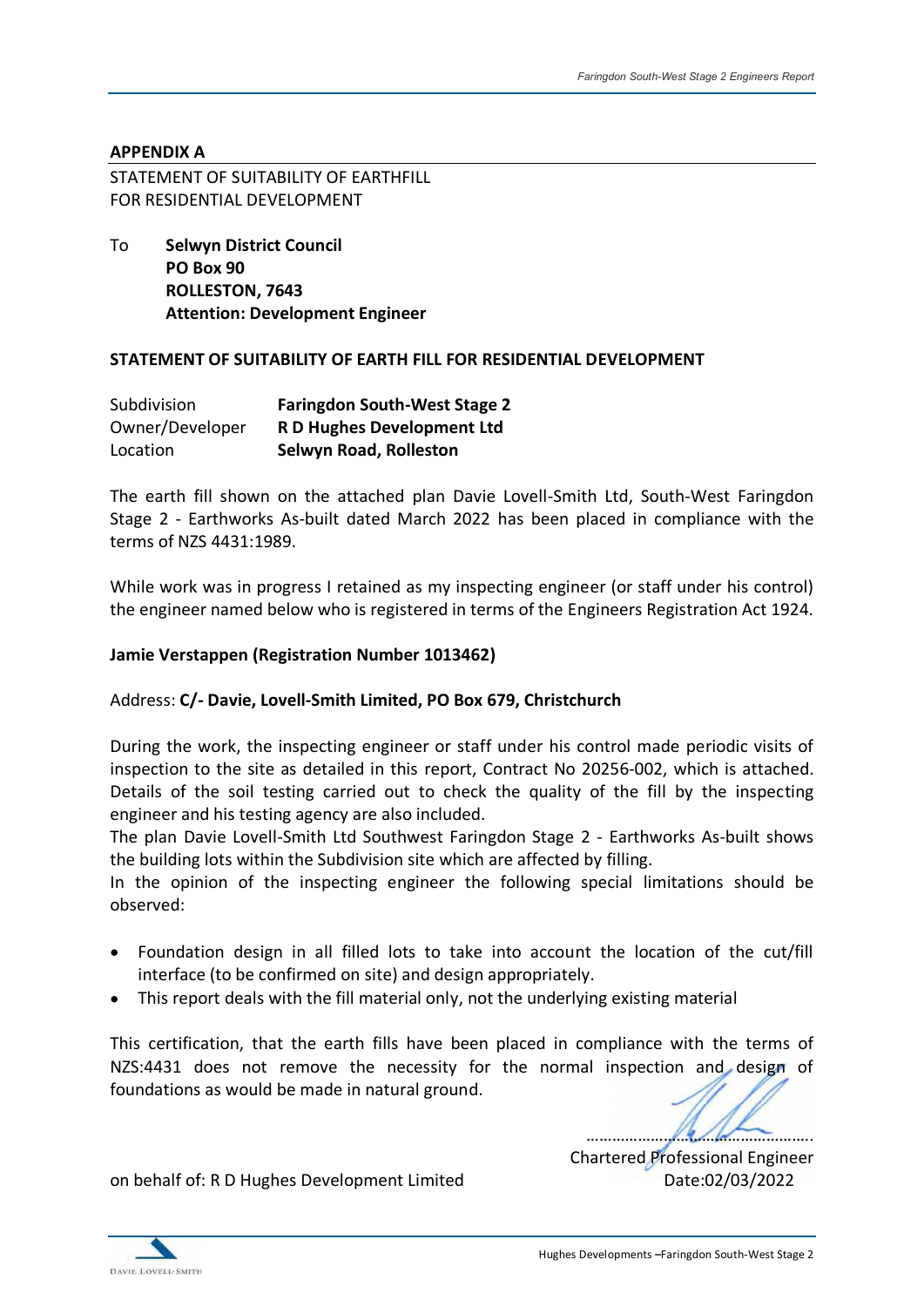## APPENDIX A

STATEMENT OF SUITABILITY OF EARTHFILL
FOR RESIDENTIAL DEVELOPMENT

To **Selwyn District Council**
**PO Box 90**
**ROLLESTON, 7643**
**Attention: Development Engineer**

**STATEMENT OF SUITABILITY OF EARTH FILL FOR RESIDENTIAL DEVELOPMENT**

| | |
|---|---|
| Subdivision | **Faringdon South-West Stage 2** |
| Owner/Developer | **R D Hughes Development Ltd** |
| Location | **Selwyn Road, Rolleston** |

The earth fill shown on the attached plan Davie Lovell-Smith Ltd, South-West Faringdon Stage 2 - Earthworks As-built dated March 2022 has been placed in compliance with the terms of NZS 4431:1989.

While work was in progress I retained as my inspecting engineer (or staff under his control) the engineer named below who is registered in terms of the Engineers Registration Act 1924.

**Jamie Verstappen (Registration Number 1013462)**

Address: **C/- Davie, Lovell-Smith Limited, PO Box 679, Christchurch**

During the work, the inspecting engineer or staff under his control made periodic visits of inspection to the site as detailed in this report, Contract No 20256-002, which is attached. Details of the soil testing carried out to check the quality of the fill by the inspecting engineer and his testing agency are also included.
The plan Davie Lovell-Smith Ltd Southwest Faringdon Stage 2 - Earthworks As-built shows the building lots within the Subdivision site which are affected by filling.
In the opinion of the inspecting engineer the following special limitations should be observed:

- Foundation design in all filled lots to take into account the location of the cut/fill interface (to be confirmed on site) and design appropriately.
- This report deals with the fill material only, not the underlying existing material

This certification, that the earth fills have been placed in compliance with the terms of NZS:4431 does not remove the necessity for the normal inspection and design of foundations as would be made in natural ground.

…………………………………………….
Chartered Professional Engineer

on behalf of: R D Hughes Development Limited

Date:02/03/2022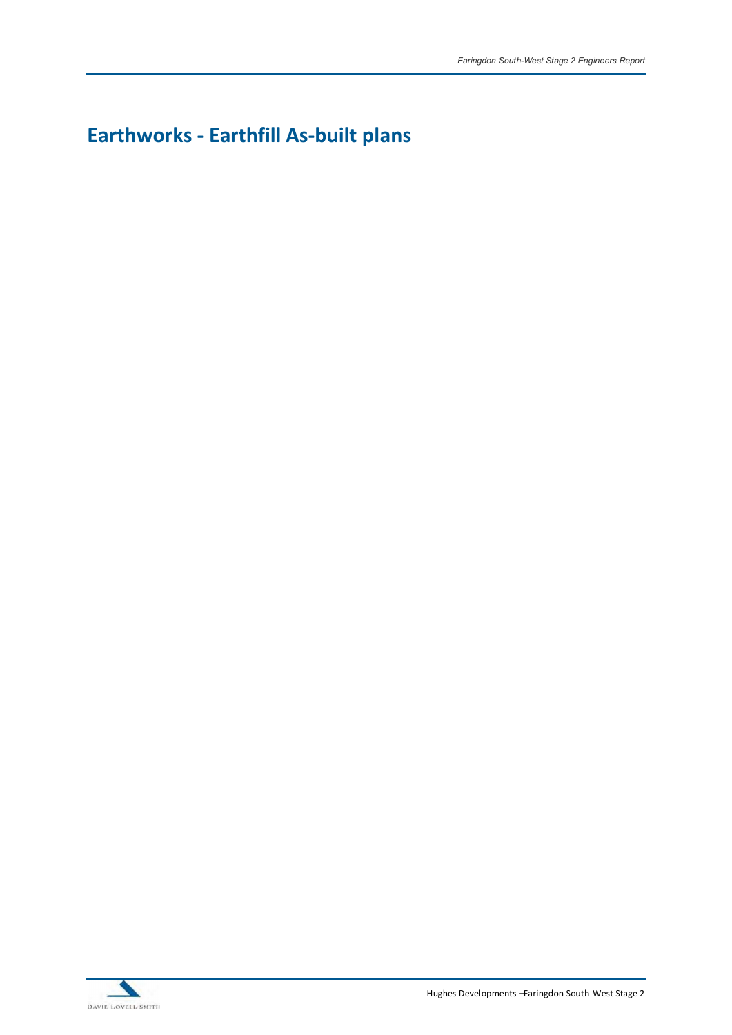# Earthworks - Earthfill As-built plans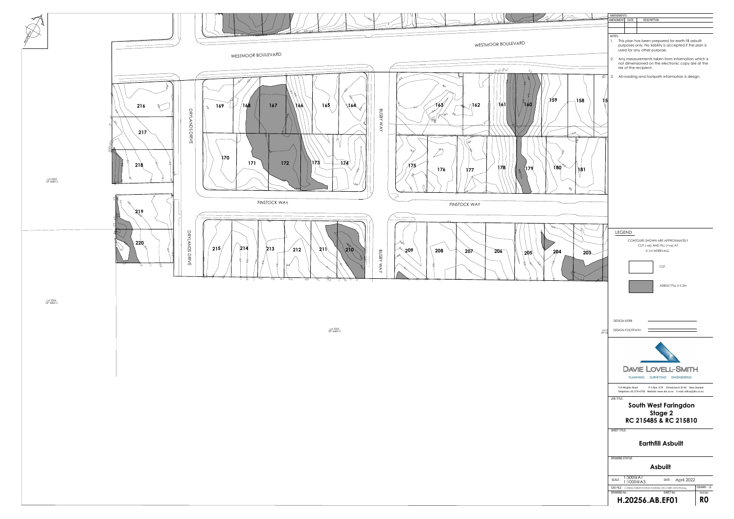AMENDMENTS :

| AMENDMENT | DATE | DESCRIPTION |
|---|---|---|
| | | |

NOTES :

1. This plan has been prepared for earth fill asbuilt purposes only. No liability is accepted if the plan is used for any other purpose.
2. Any measurements taken from information which is not dimensioned on the electronic copy are at the risk of the recipient.
3. All roading and footpath information is design.

WESTMOOR BOULEVARD

DRYLANDS DRIVE

BUSBY WAY

FINSTOCK WAY

Lot 2005 DP 568215

Lot 2004 DP 568215

Lot 2003 DP 568215

216 217 218 219 220 169 168 167 166 165 164 170 171 172 173 174 163 162 161 160 159 158 175 176 177 178 179 180 181 215 214 213 212 211 210 209 208 207 206 205 204 203

LEGEND

CONTOURS SHOWN ARE APPROXIMATELY CUT (-ve) AND FILL (+ve) AT 0.1m INTERVALS.

CUT

ASBUILT FILL ≥ 0.2m

DESIGN KERB

DESIGN FOOTPATH

DAVIE LOVELL-SMITH

PLANNING SURVEYING ENGINEERING

116 Wrights Road P O Box 679 Christchurch 8140, New Zealand
Telephone: 03 379-0793 Website: www.dls.co.nz E-mail: office@dls.co.nz

JOB TITLE:

**South West Faringdon Stage 2 RC 215485 & RC 215810**

SHEET TITLE:

**Earthfill Asbuilt**

DRAWING STATUS

**Asbuilt**

SCALE : 1:500@A1 1:1000@A3

DATE : April 2022

DRAWN : JS

DRAWING No : **H.20256.AB.EF01**

REVISION : **R0**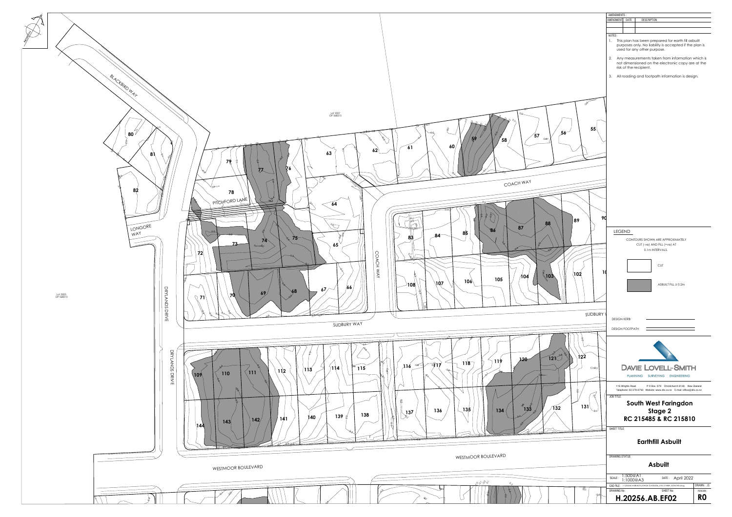AMENDMENTS :

| AMENDMENT | DATE | DESCRIPTION |
| --- | --- | --- |
| | | |

NOTES :

1. This plan has been prepared for earth fill asbuilt purposes only. No liability is accepted if the plan is used for any other purpose.
2. Any measurements taken from information which is not dimensioned on the electronic copy are at the risk of the recipient.
3. All roading and footpath information is design.

LEGEND

CONTOURS SHOWN ARE APPROXIMATELY CUT (-ve) AND FILL (+ve) AT 0.1m INTERVALS.

CUT

ASBUILT FILL ≥ 0.2m

DESIGN KERB

DESIGN FOOTPATH

DAVIE LOVELL-SMITH

PLANNING SURVEYING ENGINEERING

116 Wrights Road P O Box 679 Christchurch 8140, New Zealand
Telephone: 03 379-0793 Website: www.dls.co.nz E-mail: office@dls.co.nz

JOB TITLE:

## South West Faringdon Stage 2 RC 215485 & RC 215810

SHEET TITLE:

## Earthfill Asbuilt

DRAWING STATUS

## Asbuilt

SCALE : 1:500@A1 1:1000@A3

DATE : April 2022

DRAWN : JS

DRAWING No : H.20256.AB.EF02

REVISION : R0

NORTH

BLACKBIRD WAY, LONGORE WAY, PITCHFORD LANE, DRYLANDS DRIVE, COACH WAY, SUDBURY WAY, WESTMOOR BOULEVARD

Lot 2007 DP 568215

Lot 2005 DP 568215

55, 56, 57, 58, 59, 60, 61, 62, 63, 64, 65, 66, 67, 68, 69, 70, 71, 72, 73, 74, 75, 76, 77, 78, 79, 80, 81, 82, 83, 84, 85, 86, 87, 88, 89, 90, 102, 103, 104, 105, 106, 107, 108, 109, 110, 111, 112, 113, 114, 115, 116, 117, 118, 119, 120, 121, 122, 131, 132, 133, 134, 135, 136, 137, 138, 139, 140, 141, 142, 143, 144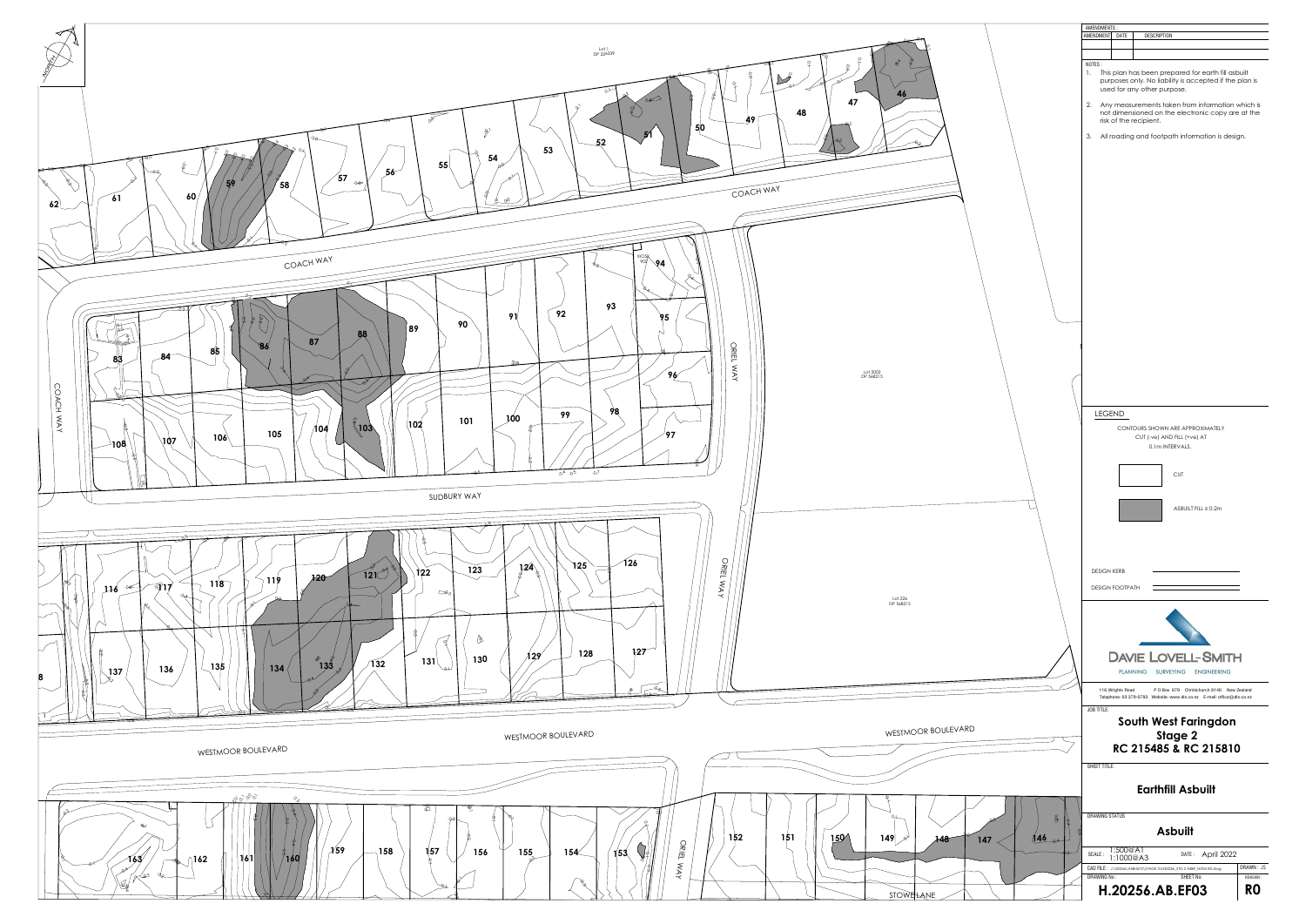AMENDMENTS :

| AMENDMENT | DATE | DESCRIPTION |
|---|---|---|
| | | |
| | | |

NOTES :

1. This plan has been prepared for earth fill asbuilt purposes only. No liability is accepted if the plan is used for any other purpose.
2. Any measurements taken from information which is not dimensioned on the electronic copy are at the risk of the recipient.
3. All roading and footpath information is design.

LEGEND

CONTOURS SHOWN ARE APPROXIMATELY CUT (-ve) AND FILL (+ve) AT 0.1m INTERVALS.

CUT

ASBUILT FILL ≥ 0.2m

DESIGN KERB

DESIGN FOOTPATH

DAVIE LOVELL-SMITH

PLANNING SURVEYING ENGINEERING

116 Wrights Road P O Box 679 Christchurch 8140, New Zealand
Telephone: 03 379-0793 Website: www.dls.co.nz E-mail: office@dls.co.nz

JOB TITLE:

**South West Faringdon Stage 2**
**RC 215485 & RC 215810**

SHEET TITLE:

**Earthfill Asbuilt**

DRAWING STATUS

**Asbuilt**

SCALE : 1:500@A1 1:1000@A3

DATE : April 2022

DRAWN : JS

DRAWING No. : **H.20256.AB.EF03**

REVISION: **R0**

Lot 1 DP 324339

Lot 2002 DP 568315

Lot 226 DP 568315

COACH WAY

ORIEL WAY

SUDBURY WAY

WESTMOOR BOULEVARD

STOWE LANE

NORTH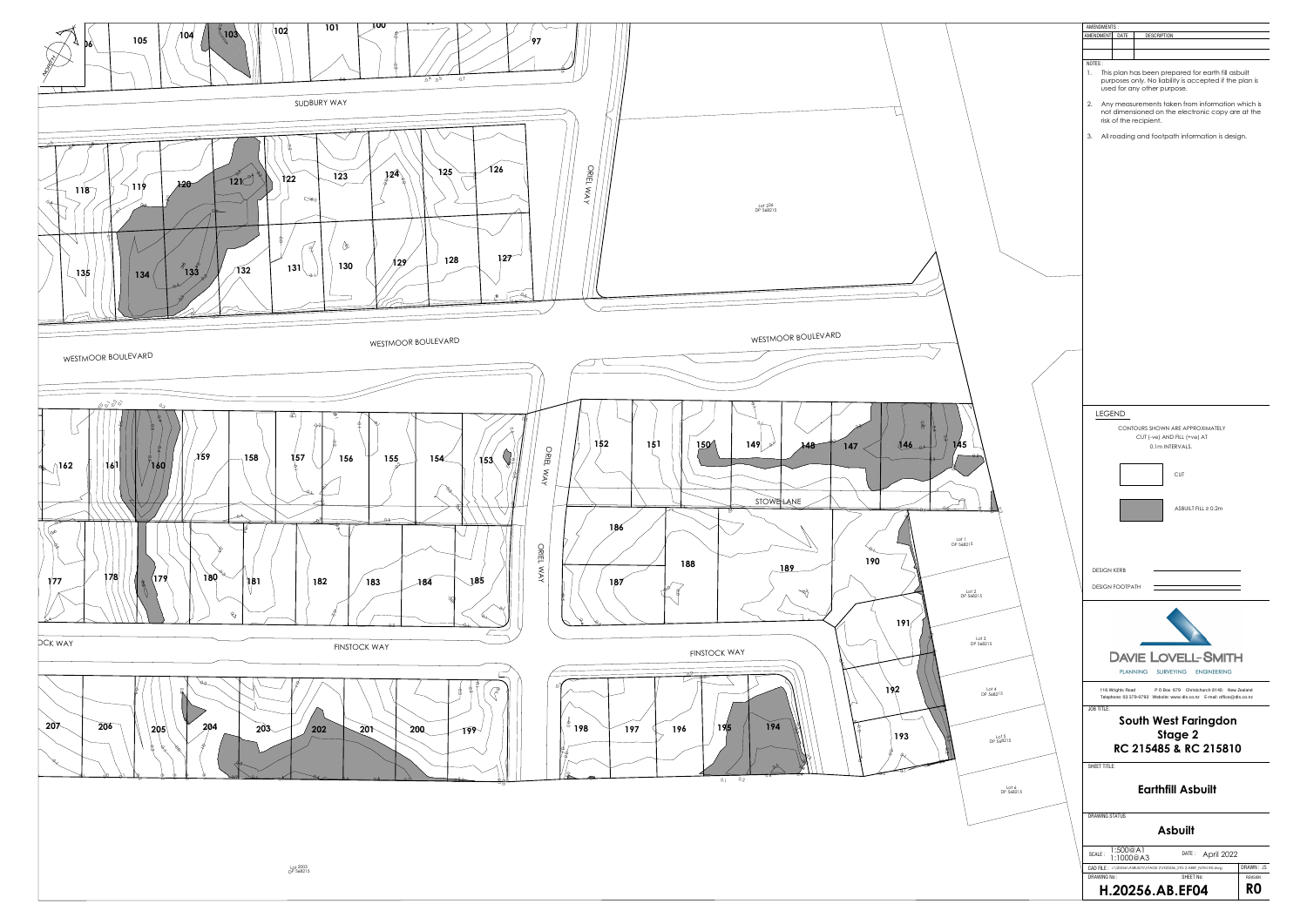AMENDMENTS :

| AMENDMENT | DATE | DESCRIPTION |
|---|---|---|
| | | |

NOTES :

1. This plan has been prepared for earth fill asbuilt purposes only. No liability is accepted if the plan is used for any other purpose.
2. Any measurements taken from information which is not dimensioned on the electronic copy are at the risk of the recipient.
3. All roading and footpath information is design.

LEGEND

CONTOURS SHOWN ARE APPROXIMATELY CUT (-ve) AND FILL (+ve) AT 0.1m INTERVALS.

CUT

ASBUILT FILL ≥ 0.2m

DESIGN KERB

DESIGN FOOTPATH

DAVIE LOVELL-SMITH

PLANNING SURVEYING ENGINEERING

116 Wrights Road P O Box 679 Christchurch 8140, New Zealand
Telephone: 03 379-0793 Website: www.dls.co.nz E-mail: office@dls.co.nz

JOB TITLE:

**South West Faringdon**
**Stage 2**
**RC 215485 & RC 215810**

SHEET TITLE:

**Earthfill Asbuilt**

DRAWING STATUS

**Asbuilt**

SCALE : 1:500@A1 1:1000@A3

DATE : April 2022

DRAWN : JS

DRAWING No : **H.20256.AB.EF04**

REVISION: **R0**

SUDBURY WAY

WESTMOOR BOULEVARD

ORIEL WAY

STOWE LANE

FINSTOCK WAY

Lot 276 DP 568215

Lot 1 DP 568215

Lot 2 DP 568215

Lot 3 DP 568215

Lot 4 DP 568215

Lot 5 DP 568215

Lot 6 DP 568215

Lot 2003 DP 568215

NORTH